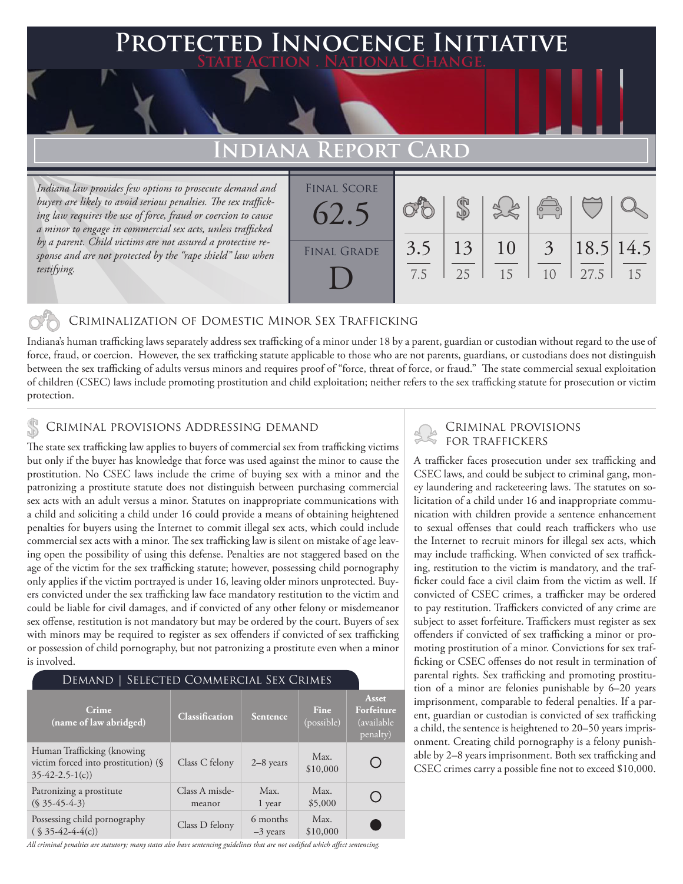# Protected Innocence Initiative

**State Action . National Change.**

## Indiana Report Card

*Indiana law provides few options to prosecute demand and buyers are likely to avoid serious penalties. The sex trafficking law requires the use of force, fraud or coercion to cause a minor to engage in commercial sex acts, unless trafficked by a parent. Child victims are not assured a protective response and are not protected by the "rape shield" law when testifying.*

| Final Score | Criminalization of Domestic Minor Sex Trafficking | Criminal Provisions Addressing Demand | Criminal Provisions for Traffickers | Criminal Provisions for Facilitators | Protective Provisions for the Child Victims | Criminal Justice Tools for Investigation and Prosecutions |
|---|---|---|---|---|---|---|
| 62.5 | 3.5 / 7.5 | 13 / 25 | 10 / 15 | 3 / 10 | 18.5 / 27.5 | 14.5 / 15 |

**Final Grade: D**

### Criminalization of Domestic Minor Sex Trafficking

Indiana's human trafficking laws separately address sex trafficking of a minor under 18 by a parent, guardian or custodian without regard to the use of force, fraud, or coercion. However, the sex trafficking statute applicable to those who are not parents, guardians, or custodians does not distinguish between the sex trafficking of adults versus minors and requires proof of "force, threat of force, or fraud." The state commercial sexual exploitation of children (CSEC) laws include promoting prostitution and child exploitation; neither refers to the sex trafficking statute for prosecution or victim protection.

### Criminal provisions Addressing demand

The state sex trafficking law applies to buyers of commercial sex from trafficking victims but only if the buyer has knowledge that force was used against the minor to cause the prostitution. No CSEC laws include the crime of buying sex with a minor and the patronizing a prostitute statute does not distinguish between purchasing commercial sex acts with an adult versus a minor. Statutes on inappropriate communications with a child and soliciting a child under 16 could provide a means of obtaining heightened penalties for buyers using the Internet to commit illegal sex acts, which could include commercial sex acts with a minor. The sex trafficking law is silent on mistake of age leaving open the possibility of using this defense. Penalties are not staggered based on the age of the victim for the sex trafficking statute; however, possessing child pornography only applies if the victim portrayed is under 16, leaving older minors unprotected. Buyers convicted under the sex trafficking law face mandatory restitution to the victim and could be liable for civil damages, and if convicted of any other felony or misdemeanor sex offense, restitution is not mandatory but may be ordered by the court. Buyers of sex with minors may be required to register as sex offenders if convicted of sex trafficking or possession of child pornography, but not patronizing a prostitute even when a minor is involved.

#### Demand | Selected Commercial Sex Crimes

| Crime (name of law abridged) | Classification | Sentence | Fine (possible) | Asset Forfeiture (available penalty) |
|---|---|---|---|---|
| Human Trafficking (knowing victim forced into prostitution) (§ 35-42-2.5-1(c)) | Class C felony | 2–8 years | Max. $10,000 | ○ |
| Patronizing a prostitute (§ 35-45-4-3) | Class A misdemeanor | Max. 1 year | Max. $5,000 | ○ |
| Possessing child pornography (§ 35-42-4-4(c)) | Class D felony | 6 months –3 years | Max. $10,000 | ● |

*All criminal penalties are statutory; many states also have sentencing guidelines that are not codified which affect sentencing.*

### Criminal provisions for traffickers

A trafficker faces prosecution under sex trafficking and CSEC laws, and could be subject to criminal gang, money laundering and racketeering laws. The statutes on solicitation of a child under 16 and inappropriate communication with children provide a sentence enhancement to sexual offenses that could reach traffickers who use the Internet to recruit minors for illegal sex acts, which may include trafficking. When convicted of sex trafficking, restitution to the victim is mandatory, and the trafficker could face a civil claim from the victim as well. If convicted of CSEC crimes, a trafficker may be ordered to pay restitution. Traffickers convicted of any crime are subject to asset forfeiture. Traffickers must register as sex offenders if convicted of sex trafficking a minor or promoting prostitution of a minor. Convictions for sex trafficking or CSEC offenses do not result in termination of parental rights. Sex trafficking and promoting prostitution of a minor are felonies punishable by 6–20 years imprisonment, comparable to federal penalties. If a parent, guardian or custodian is convicted of sex trafficking a child, the sentence is heightened to 20–50 years imprisonment. Creating child pornography is a felony punishable by 2–8 years imprisonment. Both sex trafficking and CSEC crimes carry a possible fine not to exceed $10,000.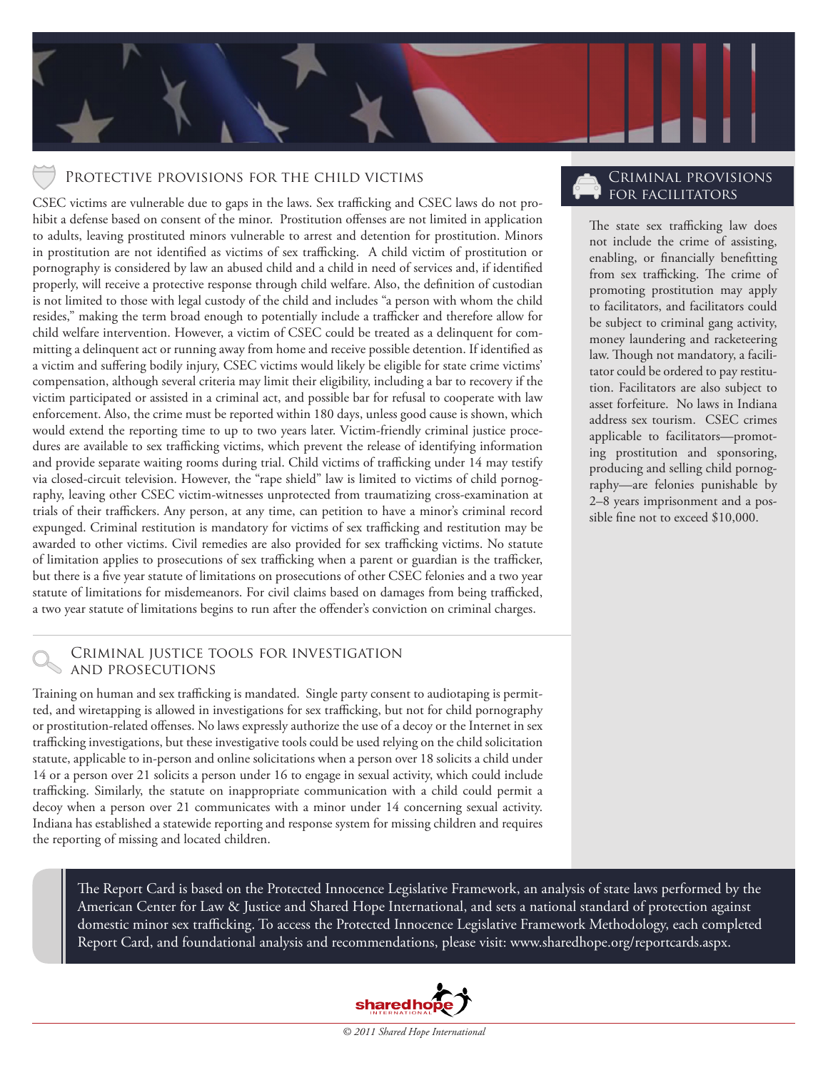## Protective provisions for the child victims

CSEC victims are vulnerable due to gaps in the laws. Sex trafficking and CSEC laws do not prohibit a defense based on consent of the minor. Prostitution offenses are not limited in application to adults, leaving prostituted minors vulnerable to arrest and detention for prostitution. Minors in prostitution are not identified as victims of sex trafficking. A child victim of prostitution or pornography is considered by law an abused child and a child in need of services and, if identified properly, will receive a protective response through child welfare. Also, the definition of custodian is not limited to those with legal custody of the child and includes "a person with whom the child resides," making the term broad enough to potentially include a trafficker and therefore allow for child welfare intervention. However, a victim of CSEC could be treated as a delinquent for committing a delinquent act or running away from home and receive possible detention. If identified as a victim and suffering bodily injury, CSEC victims would likely be eligible for state crime victims' compensation, although several criteria may limit their eligibility, including a bar to recovery if the victim participated or assisted in a criminal act, and possible bar for refusal to cooperate with law enforcement. Also, the crime must be reported within 180 days, unless good cause is shown, which would extend the reporting time to up to two years later. Victim-friendly criminal justice procedures are available to sex trafficking victims, which prevent the release of identifying information and provide separate waiting rooms during trial. Child victims of trafficking under 14 may testify via closed-circuit television. However, the "rape shield" law is limited to victims of child pornography, leaving other CSEC victim-witnesses unprotected from traumatizing cross-examination at trials of their traffickers. Any person, at any time, can petition to have a minor's criminal record expunged. Criminal restitution is mandatory for victims of sex trafficking and restitution may be awarded to other victims. Civil remedies are also provided for sex trafficking victims. No statute of limitation applies to prosecutions of sex trafficking when a parent or guardian is the trafficker, but there is a five year statute of limitations on prosecutions of other CSEC felonies and a two year statute of limitations for misdemeanors. For civil claims based on damages from being trafficked, a two year statute of limitations begins to run after the offender's conviction on criminal charges.

## Criminal justice tools for investigation and prosecutions

Training on human and sex trafficking is mandated. Single party consent to audiotaping is permitted, and wiretapping is allowed in investigations for sex trafficking, but not for child pornography or prostitution-related offenses. No laws expressly authorize the use of a decoy or the Internet in sex trafficking investigations, but these investigative tools could be used relying on the child solicitation statute, applicable to in-person and online solicitations when a person over 18 solicits a child under 14 or a person over 21 solicits a person under 16 to engage in sexual activity, which could include trafficking. Similarly, the statute on inappropriate communication with a child could permit a decoy when a person over 21 communicates with a minor under 14 concerning sexual activity. Indiana has established a statewide reporting and response system for missing children and requires the reporting of missing and located children.

## Criminal provisions for facilitators

The state sex trafficking law does not include the crime of assisting, enabling, or financially benefitting from sex trafficking. The crime of promoting prostitution may apply to facilitators, and facilitators could be subject to criminal gang activity, money laundering and racketeering law. Though not mandatory, a facilitator could be ordered to pay restitution. Facilitators are also subject to asset forfeiture. No laws in Indiana address sex tourism. CSEC crimes applicable to facilitators—promoting prostitution and sponsoring, producing and selling child pornography—are felonies punishable by 2–8 years imprisonment and a possible fine not to exceed $10,000.

The Report Card is based on the Protected Innocence Legislative Framework, an analysis of state laws performed by the American Center for Law & Justice and Shared Hope International, and sets a national standard of protection against domestic minor sex trafficking. To access the Protected Innocence Legislative Framework Methodology, each completed Report Card, and foundational analysis and recommendations, please visit: www.sharedhope.org/reportcards.aspx.

*© 2011 Shared Hope International*